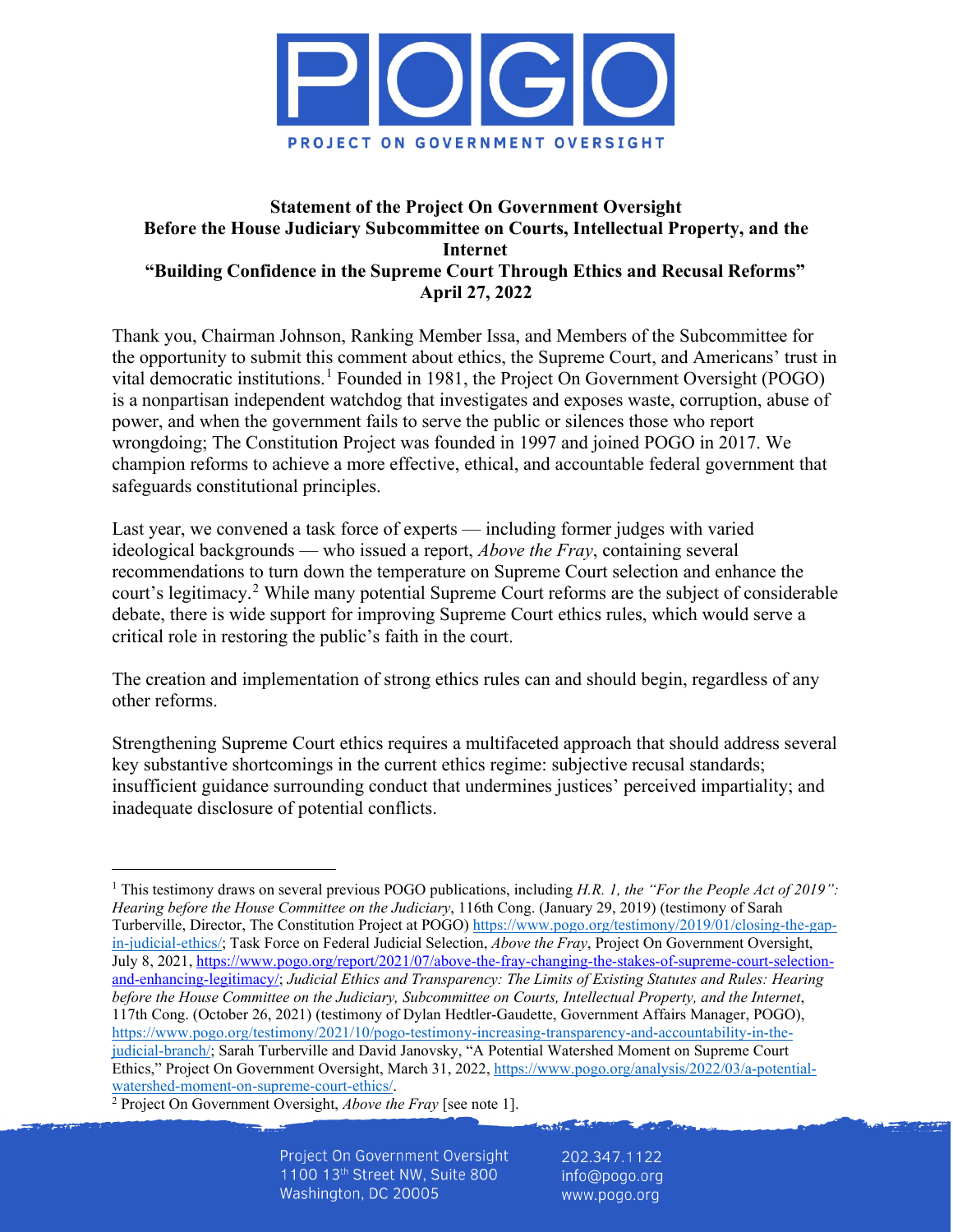# PROJECT ON GOVERNMENT OVERSIGHT

**Statement of the Project On Government Oversight**
**Before the House Judiciary Subcommittee on Courts, Intellectual Property, and the Internet**
**"Building Confidence in the Supreme Court Through Ethics and Recusal Reforms"**
**April 27, 2022**

Thank you, Chairman Johnson, Ranking Member Issa, and Members of the Subcommittee for the opportunity to submit this comment about ethics, the Supreme Court, and Americans' trust in vital democratic institutions.[1] Founded in 1981, the Project On Government Oversight (POGO) is a nonpartisan independent watchdog that investigates and exposes waste, corruption, abuse of power, and when the government fails to serve the public or silences those who report wrongdoing; The Constitution Project was founded in 1997 and joined POGO in 2017. We champion reforms to achieve a more effective, ethical, and accountable federal government that safeguards constitutional principles.

Last year, we convened a task force of experts — including former judges with varied ideological backgrounds — who issued a report, *Above the Fray*, containing several recommendations to turn down the temperature on Supreme Court selection and enhance the court's legitimacy.[2] While many potential Supreme Court reforms are the subject of considerable debate, there is wide support for improving Supreme Court ethics rules, which would serve a critical role in restoring the public's faith in the court.

The creation and implementation of strong ethics rules can and should begin, regardless of any other reforms.

Strengthening Supreme Court ethics requires a multifaceted approach that should address several key substantive shortcomings in the current ethics regime: subjective recusal standards; insufficient guidance surrounding conduct that undermines justices' perceived impartiality; and inadequate disclosure of potential conflicts.

---

[1] This testimony draws on several previous POGO publications, including *H.R. 1, the "For the People Act of 2019": Hearing before the House Committee on the Judiciary*, 116th Cong. (January 29, 2019) (testimony of Sarah Turberville, Director, The Constitution Project at POGO) https://www.pogo.org/testimony/2019/01/closing-the-gap-in-judicial-ethics/; Task Force on Federal Judicial Selection, *Above the Fray*, Project On Government Oversight, July 8, 2021, https://www.pogo.org/report/2021/07/above-the-fray-changing-the-stakes-of-supreme-court-selection-and-enhancing-legitimacy/; *Judicial Ethics and Transparency: The Limits of Existing Statutes and Rules: Hearing before the House Committee on the Judiciary, Subcommittee on Courts, Intellectual Property, and the Internet*, 117th Cong. (October 26, 2021) (testimony of Dylan Hedtler-Gaudette, Government Affairs Manager, POGO), https://www.pogo.org/testimony/2021/10/pogo-testimony-increasing-transparency-and-accountability-in-the-judicial-branch/; Sarah Turberville and David Janovsky, "A Potential Watershed Moment on Supreme Court Ethics," Project On Government Oversight, March 31, 2022, https://www.pogo.org/analysis/2022/03/a-potential-watershed-moment-on-supreme-court-ethics/.

[2] Project On Government Oversight, *Above the Fray* [see note 1].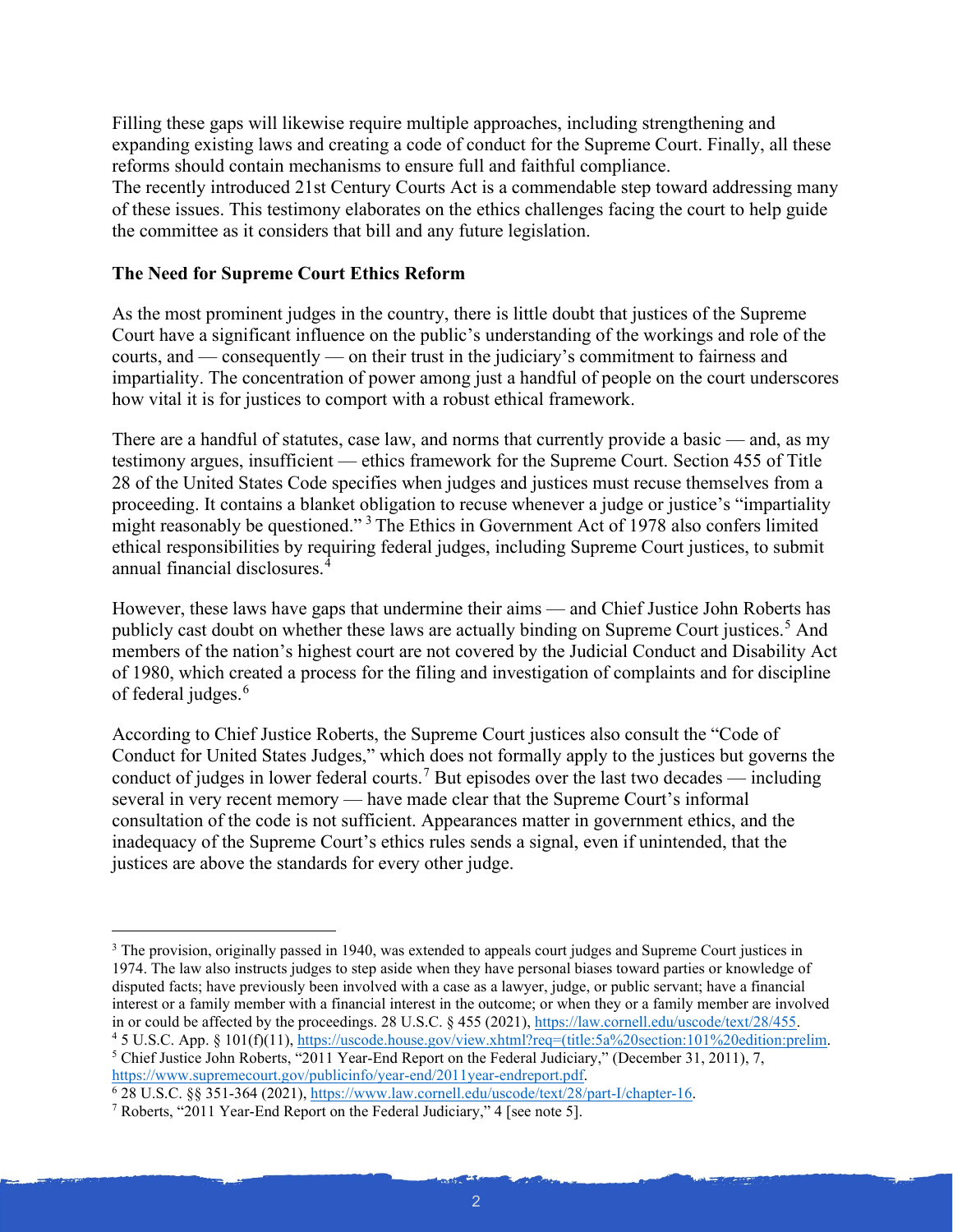Filling these gaps will likewise require multiple approaches, including strengthening and expanding existing laws and creating a code of conduct for the Supreme Court. Finally, all these reforms should contain mechanisms to ensure full and faithful compliance.
The recently introduced 21st Century Courts Act is a commendable step toward addressing many of these issues. This testimony elaborates on the ethics challenges facing the court to help guide the committee as it considers that bill and any future legislation.

**The Need for Supreme Court Ethics Reform**

As the most prominent judges in the country, there is little doubt that justices of the Supreme Court have a significant influence on the public's understanding of the workings and role of the courts, and — consequently — on their trust in the judiciary's commitment to fairness and impartiality. The concentration of power among just a handful of people on the court underscores how vital it is for justices to comport with a robust ethical framework.

There are a handful of statutes, case law, and norms that currently provide a basic — and, as my testimony argues, insufficient — ethics framework for the Supreme Court. Section 455 of Title 28 of the United States Code specifies when judges and justices must recuse themselves from a proceeding. It contains a blanket obligation to recuse whenever a judge or justice's "impartiality might reasonably be questioned." [3] The Ethics in Government Act of 1978 also confers limited ethical responsibilities by requiring federal judges, including Supreme Court justices, to submit annual financial disclosures.[4]

However, these laws have gaps that undermine their aims — and Chief Justice John Roberts has publicly cast doubt on whether these laws are actually binding on Supreme Court justices.[5] And members of the nation's highest court are not covered by the Judicial Conduct and Disability Act of 1980, which created a process for the filing and investigation of complaints and for discipline of federal judges.[6]

According to Chief Justice Roberts, the Supreme Court justices also consult the "Code of Conduct for United States Judges," which does not formally apply to the justices but governs the conduct of judges in lower federal courts.[7] But episodes over the last two decades — including several in very recent memory — have made clear that the Supreme Court's informal consultation of the code is not sufficient. Appearances matter in government ethics, and the inadequacy of the Supreme Court's ethics rules sends a signal, even if unintended, that the justices are above the standards for every other judge.

---

[3] The provision, originally passed in 1940, was extended to appeals court judges and Supreme Court justices in 1974. The law also instructs judges to step aside when they have personal biases toward parties or knowledge of disputed facts; have previously been involved with a case as a lawyer, judge, or public servant; have a financial interest or a family member with a financial interest in the outcome; or when they or a family member are involved in or could be affected by the proceedings. 28 U.S.C. § 455 (2021), https://law.cornell.edu/uscode/text/28/455.

[4] 5 U.S.C. App. § 101(f)(11), https://uscode.house.gov/view.xhtml?req=(title:5a%20section:101%20edition:prelim.

[5] Chief Justice John Roberts, "2011 Year-End Report on the Federal Judiciary," (December 31, 2011), 7, https://www.supremecourt.gov/publicinfo/year-end/2011year-endreport.pdf.

[6] 28 U.S.C. §§ 351-364 (2021), https://www.law.cornell.edu/uscode/text/28/part-I/chapter-16.

[7] Roberts, "2011 Year-End Report on the Federal Judiciary," 4 [see note 5].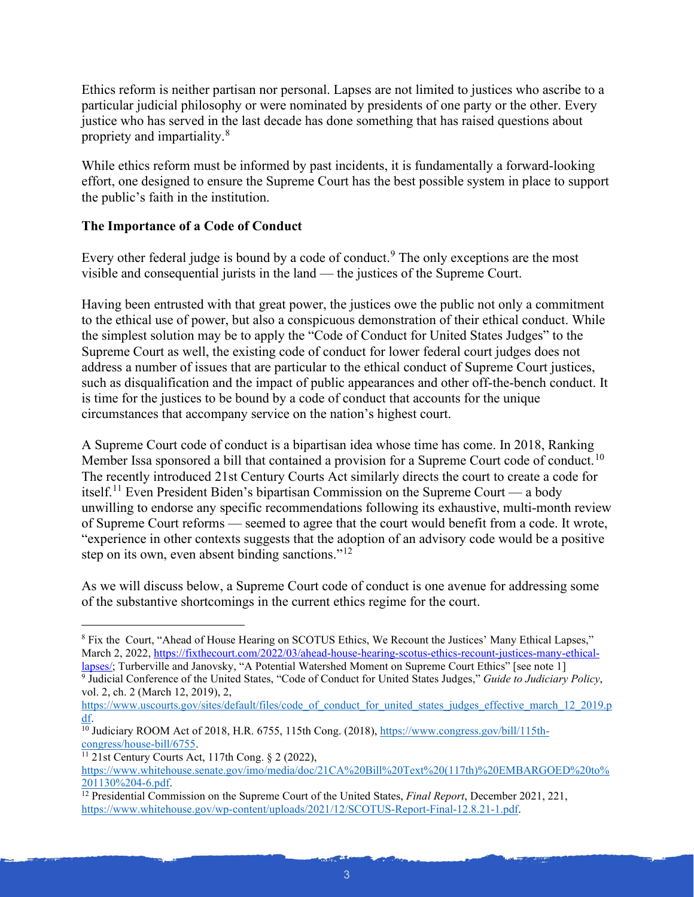Ethics reform is neither partisan nor personal. Lapses are not limited to justices who ascribe to a particular judicial philosophy or were nominated by presidents of one party or the other. Every justice who has served in the last decade has done something that has raised questions about propriety and impartiality.[8]

While ethics reform must be informed by past incidents, it is fundamentally a forward-looking effort, one designed to ensure the Supreme Court has the best possible system in place to support the public's faith in the institution.

**The Importance of a Code of Conduct**

Every other federal judge is bound by a code of conduct.[9] The only exceptions are the most visible and consequential jurists in the land — the justices of the Supreme Court.

Having been entrusted with that great power, the justices owe the public not only a commitment to the ethical use of power, but also a conspicuous demonstration of their ethical conduct. While the simplest solution may be to apply the "Code of Conduct for United States Judges" to the Supreme Court as well, the existing code of conduct for lower federal court judges does not address a number of issues that are particular to the ethical conduct of Supreme Court justices, such as disqualification and the impact of public appearances and other off-the-bench conduct. It is time for the justices to be bound by a code of conduct that accounts for the unique circumstances that accompany service on the nation's highest court.

A Supreme Court code of conduct is a bipartisan idea whose time has come. In 2018, Ranking Member Issa sponsored a bill that contained a provision for a Supreme Court code of conduct.[10] The recently introduced 21st Century Courts Act similarly directs the court to create a code for itself.[11] Even President Biden's bipartisan Commission on the Supreme Court — a body unwilling to endorse any specific recommendations following its exhaustive, multi-month review of Supreme Court reforms — seemed to agree that the court would benefit from a code. It wrote, "experience in other contexts suggests that the adoption of an advisory code would be a positive step on its own, even absent binding sanctions."[12]

As we will discuss below, a Supreme Court code of conduct is one avenue for addressing some of the substantive shortcomings in the current ethics regime for the court.

---

[8] Fix the Court, "Ahead of House Hearing on SCOTUS Ethics, We Recount the Justices' Many Ethical Lapses," March 2, 2022, https://fixthecourt.com/2022/03/ahead-house-hearing-scotus-ethics-recount-justices-many-ethical-lapses/; Turberville and Janovsky, "A Potential Watershed Moment on Supreme Court Ethics" [see note 1]

[9] Judicial Conference of the United States, "Code of Conduct for United States Judges," *Guide to Judiciary Policy*, vol. 2, ch. 2 (March 12, 2019), 2, https://www.uscourts.gov/sites/default/files/code_of_conduct_for_united_states_judges_effective_march_12_2019.pdf.

[10] Judiciary ROOM Act of 2018, H.R. 6755, 115th Cong. (2018), https://www.congress.gov/bill/115th-congress/house-bill/6755.

[11] 21st Century Courts Act, 117th Cong. § 2 (2022), https://www.whitehouse.senate.gov/imo/media/doc/21CA%20Bill%20Text%20(117th)%20EMBARGOED%20to%201130%204-6.pdf.

[12] Presidential Commission on the Supreme Court of the United States, *Final Report*, December 2021, 221, https://www.whitehouse.gov/wp-content/uploads/2021/12/SCOTUS-Report-Final-12.8.21-1.pdf.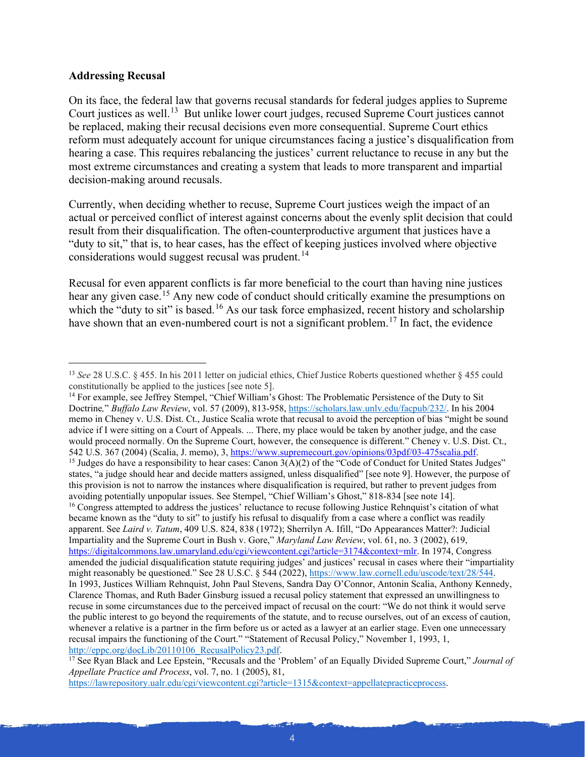**Addressing Recusal**

On its face, the federal law that governs recusal standards for federal judges applies to Supreme Court justices as well.[13] But unlike lower court judges, recused Supreme Court justices cannot be replaced, making their recusal decisions even more consequential. Supreme Court ethics reform must adequately account for unique circumstances facing a justice's disqualification from hearing a case. This requires rebalancing the justices' current reluctance to recuse in any but the most extreme circumstances and creating a system that leads to more transparent and impartial decision-making around recusals.

Currently, when deciding whether to recuse, Supreme Court justices weigh the impact of an actual or perceived conflict of interest against concerns about the evenly split decision that could result from their disqualification. The often-counterproductive argument that justices have a "duty to sit," that is, to hear cases, has the effect of keeping justices involved where objective considerations would suggest recusal was prudent.[14]

Recusal for even apparent conflicts is far more beneficial to the court than having nine justices hear any given case.[15] Any new code of conduct should critically examine the presumptions on which the "duty to sit" is based.[16] As our task force emphasized, recent history and scholarship have shown that an even-numbered court is not a significant problem.[17] In fact, the evidence

---

[13] *See* 28 U.S.C. § 455. In his 2011 letter on judicial ethics, Chief Justice Roberts questioned whether § 455 could constitutionally be applied to the justices [see note 5].

[14] For example, see Jeffrey Stempel, "Chief William's Ghost: The Problematic Persistence of the Duty to Sit Doctrine," *Buffalo Law Review*, vol. 57 (2009), 813-958, https://scholars.law.unlv.edu/facpub/232/. In his 2004 memo in Cheney v. U.S. Dist. Ct., Justice Scalia wrote that recusal to avoid the perception of bias "might be sound advice if I were sitting on a Court of Appeals. ... There, my place would be taken by another judge, and the case would proceed normally. On the Supreme Court, however, the consequence is different." Cheney v. U.S. Dist. Ct., 542 U.S. 367 (2004) (Scalia, J. memo), 3, https://www.supremecourt.gov/opinions/03pdf/03-475scalia.pdf.

[15] Judges do have a responsibility to hear cases: Canon 3(A)(2) of the "Code of Conduct for United States Judges" states, "a judge should hear and decide matters assigned, unless disqualified" [see note 9]. However, the purpose of this provision is not to narrow the instances where disqualification is required, but rather to prevent judges from avoiding potentially unpopular issues. See Stempel, "Chief William's Ghost," 818-834 [see note 14].

[16] Congress attempted to address the justices' reluctance to recuse following Justice Rehnquist's citation of what became known as the "duty to sit" to justify his refusal to disqualify from a case where a conflict was readily apparent. See *Laird v. Tatum*, 409 U.S. 824, 838 (1972); Sherrilyn A. Ifill, "Do Appearances Matter?: Judicial Impartiality and the Supreme Court in Bush v. Gore," *Maryland Law Review*, vol. 61, no. 3 (2002), 619, https://digitalcommons.law.umaryland.edu/cgi/viewcontent.cgi?article=3174&context=mlr. In 1974, Congress amended the judicial disqualification statute requiring judges' and justices' recusal in cases where their "impartiality might reasonably be questioned." See 28 U.S.C. § 544 (2022), https://www.law.cornell.edu/uscode/text/28/544. In 1993, Justices William Rehnquist, John Paul Stevens, Sandra Day O'Connor, Antonin Scalia, Anthony Kennedy, Clarence Thomas, and Ruth Bader Ginsburg issued a recusal policy statement that expressed an unwillingness to recuse in some circumstances due to the perceived impact of recusal on the court: "We do not think it would serve the public interest to go beyond the requirements of the statute, and to recuse ourselves, out of an excess of caution, whenever a relative is a partner in the firm before us or acted as a lawyer at an earlier stage. Even one unnecessary recusal impairs the functioning of the Court." "Statement of Recusal Policy," November 1, 1993, 1, http://eppc.org/docLib/20110106_RecusalPolicy23.pdf.

[17] See Ryan Black and Lee Epstein, "Recusals and the 'Problem' of an Equally Divided Supreme Court," *Journal of Appellate Practice and Process*, vol. 7, no. 1 (2005), 81, https://lawrepository.ualr.edu/cgi/viewcontent.cgi?article=1315&context=appellatepracticeprocess.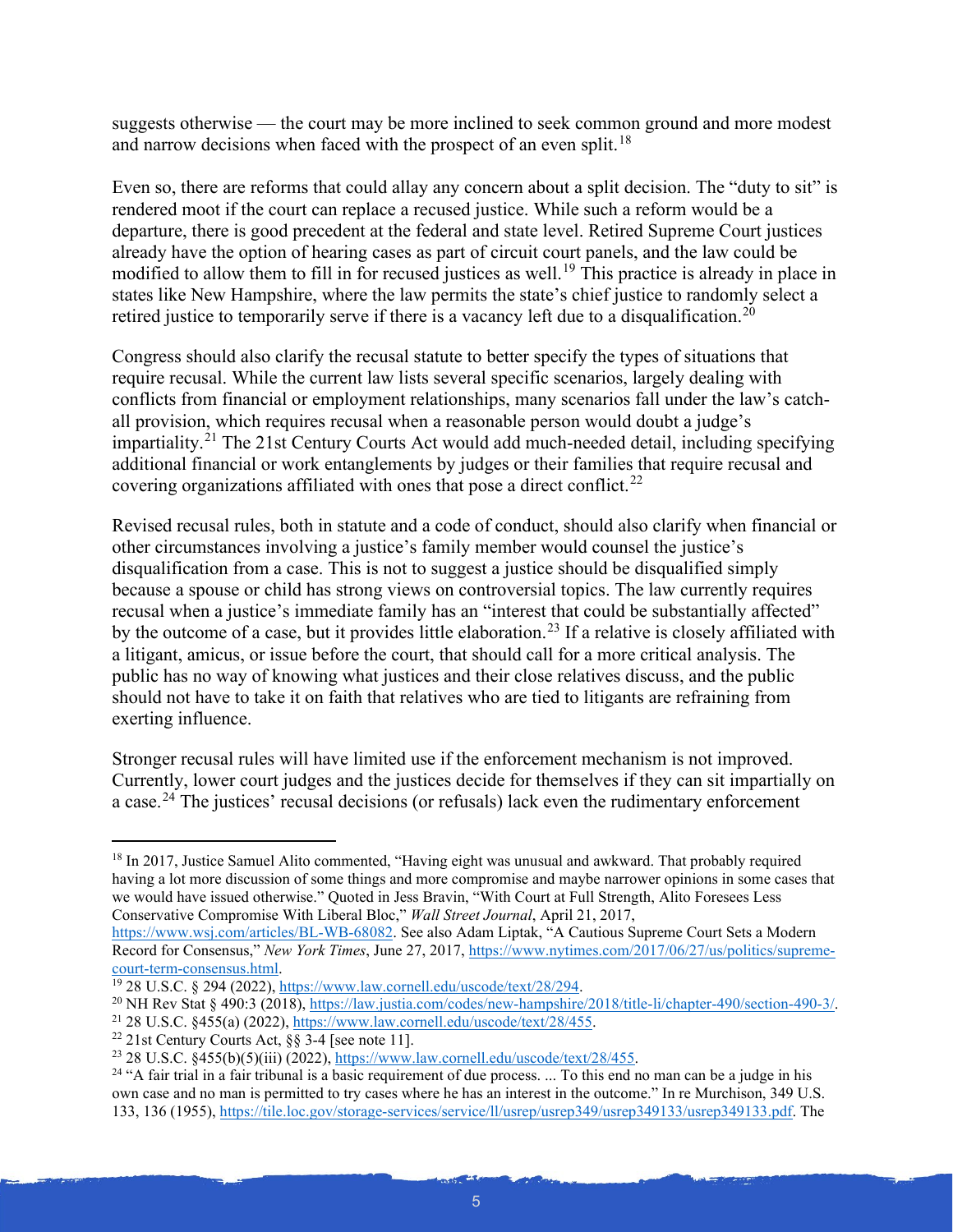suggests otherwise — the court may be more inclined to seek common ground and more modest and narrow decisions when faced with the prospect of an even split.[18]

Even so, there are reforms that could allay any concern about a split decision. The "duty to sit" is rendered moot if the court can replace a recused justice. While such a reform would be a departure, there is good precedent at the federal and state level. Retired Supreme Court justices already have the option of hearing cases as part of circuit court panels, and the law could be modified to allow them to fill in for recused justices as well.[19] This practice is already in place in states like New Hampshire, where the law permits the state's chief justice to randomly select a retired justice to temporarily serve if there is a vacancy left due to a disqualification.[20]

Congress should also clarify the recusal statute to better specify the types of situations that require recusal. While the current law lists several specific scenarios, largely dealing with conflicts from financial or employment relationships, many scenarios fall under the law's catch-all provision, which requires recusal when a reasonable person would doubt a judge's impartiality.[21] The 21st Century Courts Act would add much-needed detail, including specifying additional financial or work entanglements by judges or their families that require recusal and covering organizations affiliated with ones that pose a direct conflict.[22]

Revised recusal rules, both in statute and a code of conduct, should also clarify when financial or other circumstances involving a justice's family member would counsel the justice's disqualification from a case. This is not to suggest a justice should be disqualified simply because a spouse or child has strong views on controversial topics. The law currently requires recusal when a justice's immediate family has an "interest that could be substantially affected" by the outcome of a case, but it provides little elaboration.[23] If a relative is closely affiliated with a litigant, amicus, or issue before the court, that should call for a more critical analysis. The public has no way of knowing what justices and their close relatives discuss, and the public should not have to take it on faith that relatives who are tied to litigants are refraining from exerting influence.

Stronger recusal rules will have limited use if the enforcement mechanism is not improved. Currently, lower court judges and the justices decide for themselves if they can sit impartially on a case.[24] The justices' recusal decisions (or refusals) lack even the rudimentary enforcement

---

[18] In 2017, Justice Samuel Alito commented, "Having eight was unusual and awkward. That probably required having a lot more discussion of some things and more compromise and maybe narrower opinions in some cases that we would have issued otherwise." Quoted in Jess Bravin, "With Court at Full Strength, Alito Foresees Less Conservative Compromise With Liberal Bloc," *Wall Street Journal*, April 21, 2017, https://www.wsj.com/articles/BL-WB-68082. See also Adam Liptak, "A Cautious Supreme Court Sets a Modern Record for Consensus," *New York Times*, June 27, 2017, https://www.nytimes.com/2017/06/27/us/politics/supreme-court-term-consensus.html.

[19] 28 U.S.C. § 294 (2022), https://www.law.cornell.edu/uscode/text/28/294.

[20] NH Rev Stat § 490:3 (2018), https://law.justia.com/codes/new-hampshire/2018/title-li/chapter-490/section-490-3/.

[21] 28 U.S.C. §455(a) (2022), https://www.law.cornell.edu/uscode/text/28/455.

[22] 21st Century Courts Act, §§ 3-4 [see note 11].

[23] 28 U.S.C. §455(b)(5)(iii) (2022), https://www.law.cornell.edu/uscode/text/28/455.

[24] "A fair trial in a fair tribunal is a basic requirement of due process. ... To this end no man can be a judge in his own case and no man is permitted to try cases where he has an interest in the outcome." In re Murchison, 349 U.S. 133, 136 (1955), https://tile.loc.gov/storage-services/service/ll/usrep/usrep349/usrep349133/usrep349133.pdf. The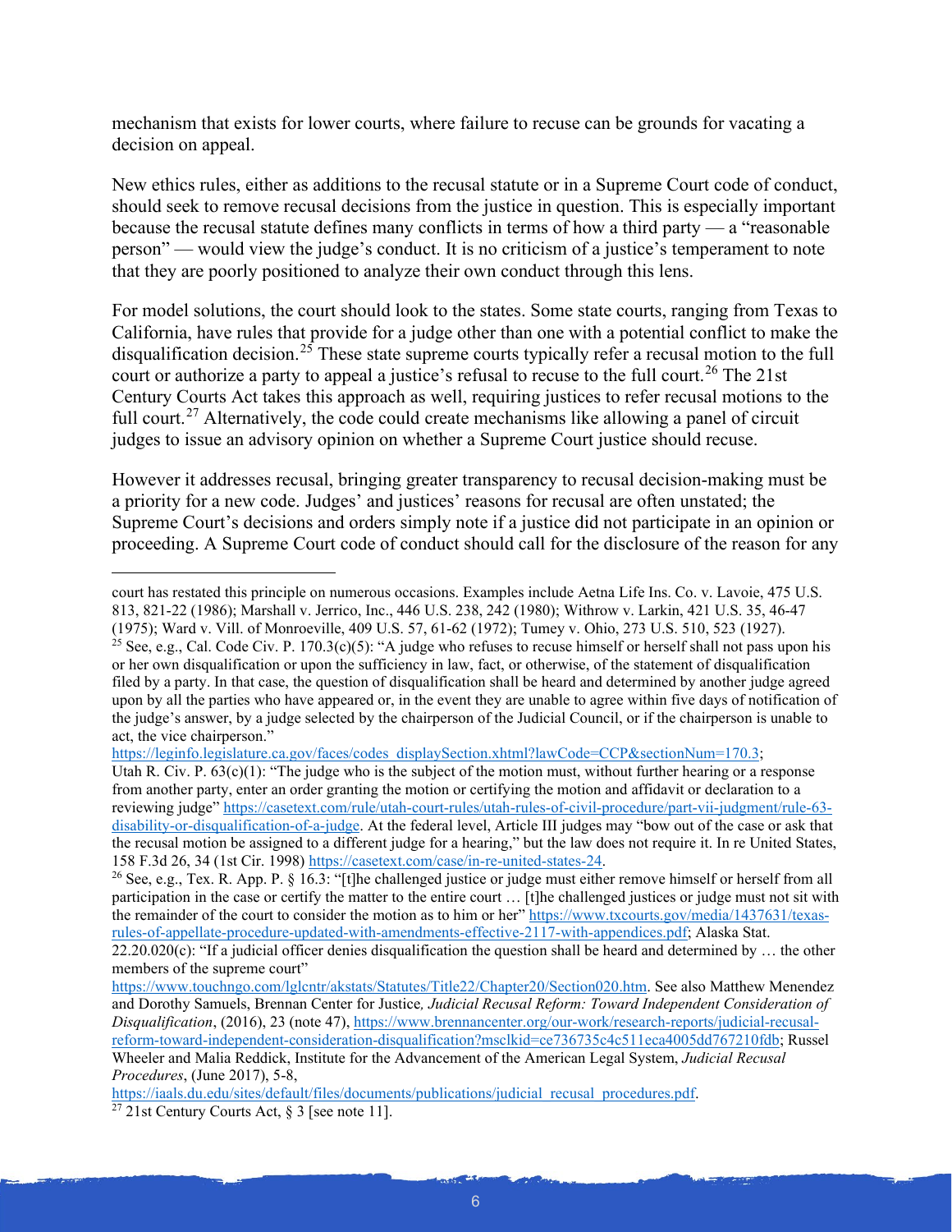mechanism that exists for lower courts, where failure to recuse can be grounds for vacating a decision on appeal.

New ethics rules, either as additions to the recusal statute or in a Supreme Court code of conduct, should seek to remove recusal decisions from the justice in question. This is especially important because the recusal statute defines many conflicts in terms of how a third party — a "reasonable person" — would view the judge's conduct. It is no criticism of a justice's temperament to note that they are poorly positioned to analyze their own conduct through this lens.

For model solutions, the court should look to the states. Some state courts, ranging from Texas to California, have rules that provide for a judge other than one with a potential conflict to make the disqualification decision.[25] These state supreme courts typically refer a recusal motion to the full court or authorize a party to appeal a justice's refusal to recuse to the full court.[26] The 21st Century Courts Act takes this approach as well, requiring justices to refer recusal motions to the full court.[27] Alternatively, the code could create mechanisms like allowing a panel of circuit judges to issue an advisory opinion on whether a Supreme Court justice should recuse.

However it addresses recusal, bringing greater transparency to recusal decision-making must be a priority for a new code. Judges' and justices' reasons for recusal are often unstated; the Supreme Court's decisions and orders simply note if a justice did not participate in an opinion or proceeding. A Supreme Court code of conduct should call for the disclosure of the reason for any

---

court has restated this principle on numerous occasions. Examples include Aetna Life Ins. Co. v. Lavoie, 475 U.S. 813, 821-22 (1986); Marshall v. Jerrico, Inc., 446 U.S. 238, 242 (1980); Withrow v. Larkin, 421 U.S. 35, 46-47 (1975); Ward v. Vill. of Monroeville, 409 U.S. 57, 61-62 (1972); Tumey v. Ohio, 273 U.S. 510, 523 (1927).

[25] See, e.g., Cal. Code Civ. P. 170.3(c)(5): "A judge who refuses to recuse himself or herself shall not pass upon his or her own disqualification or upon the sufficiency in law, fact, or otherwise, of the statement of disqualification filed by a party. In that case, the question of disqualification shall be heard and determined by another judge agreed upon by all the parties who have appeared or, in the event they are unable to agree within five days of notification of the judge's answer, by a judge selected by the chairperson of the Judicial Council, or if the chairperson is unable to act, the vice chairperson." https://leginfo.legislature.ca.gov/faces/codes_displaySection.xhtml?lawCode=CCP&sectionNum=170.3; Utah R. Civ. P. 63(c)(1): "The judge who is the subject of the motion must, without further hearing or a response from another party, enter an order granting the motion or certifying the motion and affidavit or declaration to a reviewing judge" https://casetext.com/rule/utah-court-rules/utah-rules-of-civil-procedure/part-vii-judgment/rule-63-disability-or-disqualification-of-a-judge. At the federal level, Article III judges may "bow out of the case or ask that the recusal motion be assigned to a different judge for a hearing," but the law does not require it. In re United States, 158 F.3d 26, 34 (1st Cir. 1998) https://casetext.com/case/in-re-united-states-24.

[26] See, e.g., Tex. R. App. P. § 16.3: "[t]he challenged justice or judge must either remove himself or herself from all participation in the case or certify the matter to the entire court … [t]he challenged justices or judge must not sit with the remainder of the court to consider the motion as to him or her" https://www.txcourts.gov/media/1437631/texas-rules-of-appellate-procedure-updated-with-amendments-effective-2117-with-appendices.pdf; Alaska Stat. 22.20.020(c): "If a judicial officer denies disqualification the question shall be heard and determined by … the other members of the supreme court" https://www.touchngo.com/lglcntr/akstats/Statutes/Title22/Chapter20/Section020.htm. See also Matthew Menendez and Dorothy Samuels, Brennan Center for Justice, *Judicial Recusal Reform: Toward Independent Consideration of Disqualification*, (2016), 23 (note 47), https://www.brennancenter.org/our-work/research-reports/judicial-recusal-reform-toward-independent-consideration-disqualification?msclkid=ce736735c4c511eca4005dd767210fdb; Russel Wheeler and Malia Reddick, Institute for the Advancement of the American Legal System, *Judicial Recusal Procedures*, (June 2017), 5-8, https://iaals.du.edu/sites/default/files/documents/publications/judicial_recusal_procedures.pdf.

[27] 21st Century Courts Act, § 3 [see note 11].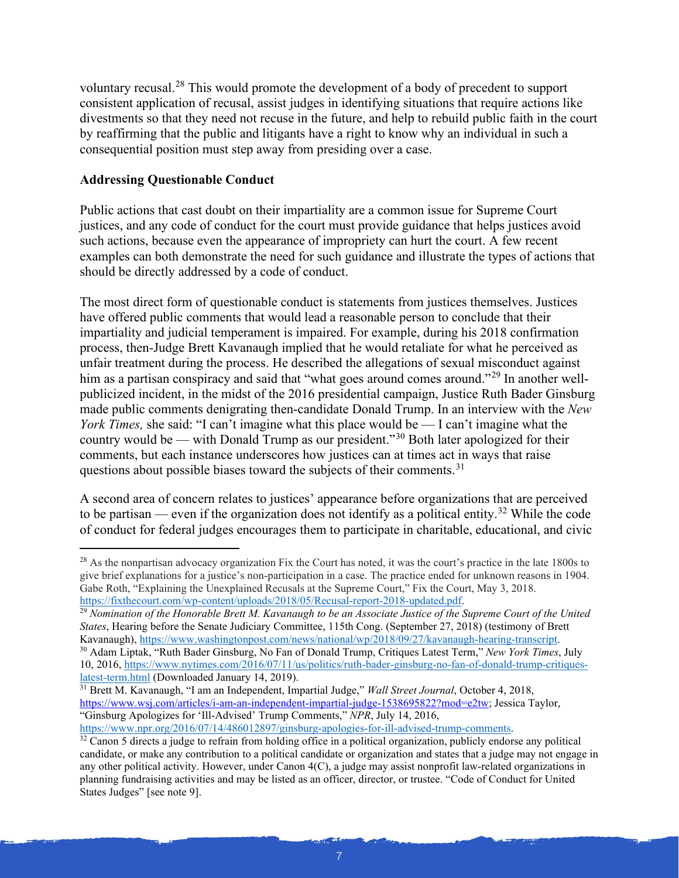voluntary recusal.[28] This would promote the development of a body of precedent to support consistent application of recusal, assist judges in identifying situations that require actions like divestments so that they need not recuse in the future, and help to rebuild public faith in the court by reaffirming that the public and litigants have a right to know why an individual in such a consequential position must step away from presiding over a case.

**Addressing Questionable Conduct**

Public actions that cast doubt on their impartiality are a common issue for Supreme Court justices, and any code of conduct for the court must provide guidance that helps justices avoid such actions, because even the appearance of impropriety can hurt the court. A few recent examples can both demonstrate the need for such guidance and illustrate the types of actions that should be directly addressed by a code of conduct.

The most direct form of questionable conduct is statements from justices themselves. Justices have offered public comments that would lead a reasonable person to conclude that their impartiality and judicial temperament is impaired. For example, during his 2018 confirmation process, then-Judge Brett Kavanaugh implied that he would retaliate for what he perceived as unfair treatment during the process. He described the allegations of sexual misconduct against him as a partisan conspiracy and said that "what goes around comes around."[29] In another well-publicized incident, in the midst of the 2016 presidential campaign, Justice Ruth Bader Ginsburg made public comments denigrating then-candidate Donald Trump. In an interview with the *New York Times,* she said: "I can't imagine what this place would be — I can't imagine what the country would be — with Donald Trump as our president."[30] Both later apologized for their comments, but each instance underscores how justices can at times act in ways that raise questions about possible biases toward the subjects of their comments.[31]

A second area of concern relates to justices' appearance before organizations that are perceived to be partisan — even if the organization does not identify as a political entity.[32] While the code of conduct for federal judges encourages them to participate in charitable, educational, and civic

---

[28] As the nonpartisan advocacy organization Fix the Court has noted, it was the court's practice in the late 1800s to give brief explanations for a justice's non-participation in a case. The practice ended for unknown reasons in 1904. Gabe Roth, "Explaining the Unexplained Recusals at the Supreme Court," Fix the Court, May 3, 2018. https://fixthecourt.com/wp-content/uploads/2018/05/Recusal-report-2018-updated.pdf.

[29] *Nomination of the Honorable Brett M. Kavanaugh to be an Associate Justice of the Supreme Court of the United States*, Hearing before the Senate Judiciary Committee, 115th Cong. (September 27, 2018) (testimony of Brett Kavanaugh), https://www.washingtonpost.com/news/national/wp/2018/09/27/kavanaugh-hearing-transcript.

[30] Adam Liptak, "Ruth Bader Ginsburg, No Fan of Donald Trump, Critiques Latest Term," *New York Times*, July 10, 2016, https://www.nytimes.com/2016/07/11/us/politics/ruth-bader-ginsburg-no-fan-of-donald-trump-critiques-latest-term.html (Downloaded January 14, 2019).

[31] Brett M. Kavanaugh, "I am an Independent, Impartial Judge," *Wall Street Journal*, October 4, 2018, https://www.wsj.com/articles/i-am-an-independent-impartial-judge-1538695822?mod=e2tw; Jessica Taylor, "Ginsburg Apologizes for 'Ill-Advised' Trump Comments," *NPR*, July 14, 2016, https://www.npr.org/2016/07/14/486012897/ginsburg-apologies-for-ill-advised-trump-comments.

[32] Canon 5 directs a judge to refrain from holding office in a political organization, publicly endorse any political candidate, or make any contribution to a political candidate or organization and states that a judge may not engage in any other political activity. However, under Canon 4(C), a judge may assist nonprofit law-related organizations in planning fundraising activities and may be listed as an officer, director, or trustee. "Code of Conduct for United States Judges" [see note 9].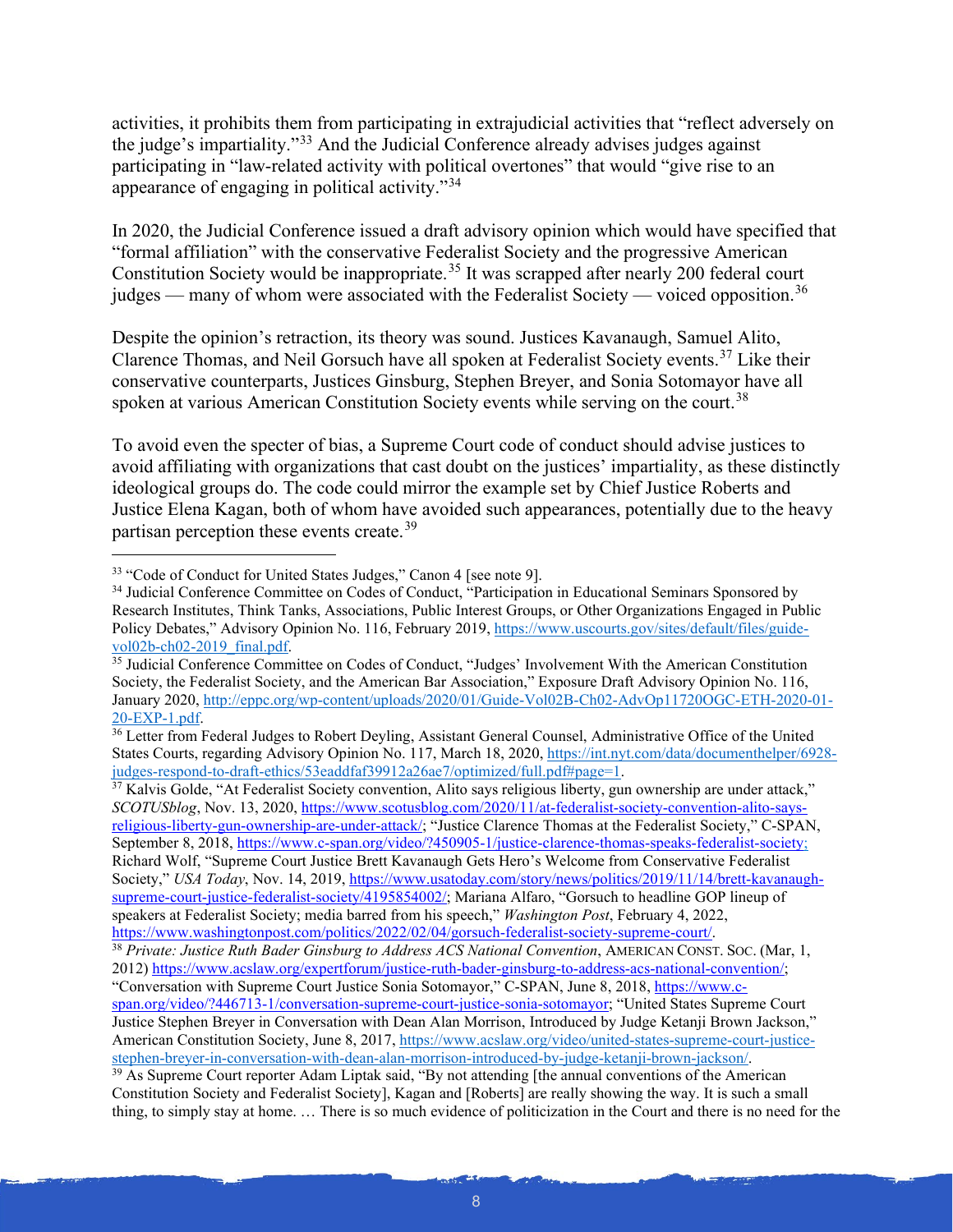activities, it prohibits them from participating in extrajudicial activities that "reflect adversely on the judge's impartiality."[33] And the Judicial Conference already advises judges against participating in "law-related activity with political overtones" that would "give rise to an appearance of engaging in political activity."[34]

In 2020, the Judicial Conference issued a draft advisory opinion which would have specified that "formal affiliation" with the conservative Federalist Society and the progressive American Constitution Society would be inappropriate.[35] It was scrapped after nearly 200 federal court judges — many of whom were associated with the Federalist Society — voiced opposition.[36]

Despite the opinion's retraction, its theory was sound. Justices Kavanaugh, Samuel Alito, Clarence Thomas, and Neil Gorsuch have all spoken at Federalist Society events.[37] Like their conservative counterparts, Justices Ginsburg, Stephen Breyer, and Sonia Sotomayor have all spoken at various American Constitution Society events while serving on the court.[38]

To avoid even the specter of bias, a Supreme Court code of conduct should advise justices to avoid affiliating with organizations that cast doubt on the justices' impartiality, as these distinctly ideological groups do. The code could mirror the example set by Chief Justice Roberts and Justice Elena Kagan, both of whom have avoided such appearances, potentially due to the heavy partisan perception these events create.[39]

---

[33] "Code of Conduct for United States Judges," Canon 4 [see note 9].

[34] Judicial Conference Committee on Codes of Conduct, "Participation in Educational Seminars Sponsored by Research Institutes, Think Tanks, Associations, Public Interest Groups, or Other Organizations Engaged in Public Policy Debates," Advisory Opinion No. 116, February 2019, https://www.uscourts.gov/sites/default/files/guide-vol02b-ch02-2019_final.pdf.

[35] Judicial Conference Committee on Codes of Conduct, "Judges' Involvement With the American Constitution Society, the Federalist Society, and the American Bar Association," Exposure Draft Advisory Opinion No. 116, January 2020, http://eppc.org/wp-content/uploads/2020/01/Guide-Vol02B-Ch02-AdvOp11720OGC-ETH-2020-01-20-EXP-1.pdf.

[36] Letter from Federal Judges to Robert Deyling, Assistant General Counsel, Administrative Office of the United States Courts, regarding Advisory Opinion No. 117, March 18, 2020, https://int.nyt.com/data/documenthelper/6928-judges-respond-to-draft-ethics/53eaddfaf39912a26ae7/optimized/full.pdf#page=1.

[37] Kalvis Golde, "At Federalist Society convention, Alito says religious liberty, gun ownership are under attack," *SCOTUSblog*, Nov. 13, 2020, https://www.scotusblog.com/2020/11/at-federalist-society-convention-alito-says-religious-liberty-gun-ownership-are-under-attack/; "Justice Clarence Thomas at the Federalist Society," C-SPAN, September 8, 2018, https://www.c-span.org/video/?450905-1/justice-clarence-thomas-speaks-federalist-society; Richard Wolf, "Supreme Court Justice Brett Kavanaugh Gets Hero's Welcome from Conservative Federalist Society," *USA Today*, Nov. 14, 2019, https://www.usatoday.com/story/news/politics/2019/11/14/brett-kavanaugh-supreme-court-justice-federalist-society/4195854002/; Mariana Alfaro, "Gorsuch to headline GOP lineup of speakers at Federalist Society; media barred from his speech," *Washington Post*, February 4, 2022, https://www.washingtonpost.com/politics/2022/02/04/gorsuch-federalist-society-supreme-court/.

[38] *Private: Justice Ruth Bader Ginsburg to Address ACS National Convention*, AMERICAN CONST. SOC. (Mar, 1, 2012) https://www.acslaw.org/expertforum/justice-ruth-bader-ginsburg-to-address-acs-national-convention/; "Conversation with Supreme Court Justice Sonia Sotomayor," C-SPAN, June 8, 2018, https://www.c-span.org/video/?446713-1/conversation-supreme-court-justice-sonia-sotomayor; "United States Supreme Court Justice Stephen Breyer in Conversation with Dean Alan Morrison, Introduced by Judge Ketanji Brown Jackson," American Constitution Society, June 8, 2017, https://www.acslaw.org/video/united-states-supreme-court-justice-stephen-breyer-in-conversation-with-dean-alan-morrison-introduced-by-judge-ketanji-brown-jackson/.

[39] As Supreme Court reporter Adam Liptak said, "By not attending [the annual conventions of the American Constitution Society and Federalist Society], Kagan and [Roberts] are really showing the way. It is such a small thing, to simply stay at home. … There is so much evidence of politicization in the Court and there is no need for the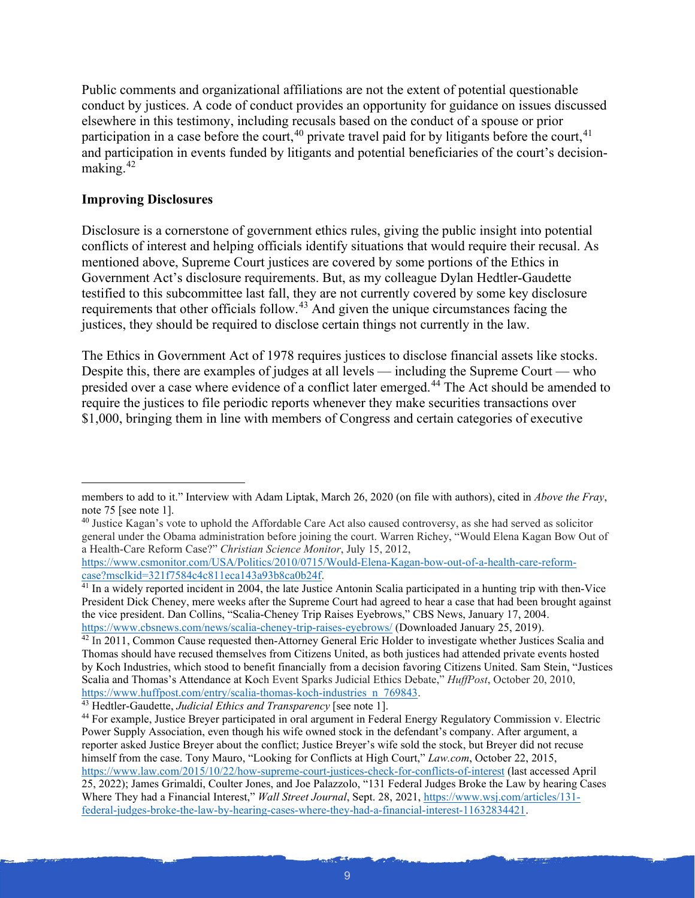Public comments and organizational affiliations are not the extent of potential questionable conduct by justices. A code of conduct provides an opportunity for guidance on issues discussed elsewhere in this testimony, including recusals based on the conduct of a spouse or prior participation in a case before the court,[40] private travel paid for by litigants before the court,[41] and participation in events funded by litigants and potential beneficiaries of the court's decision-making.[42]

**Improving Disclosures**

Disclosure is a cornerstone of government ethics rules, giving the public insight into potential conflicts of interest and helping officials identify situations that would require their recusal. As mentioned above, Supreme Court justices are covered by some portions of the Ethics in Government Act's disclosure requirements. But, as my colleague Dylan Hedtler-Gaudette testified to this subcommittee last fall, they are not currently covered by some key disclosure requirements that other officials follow.[43] And given the unique circumstances facing the justices, they should be required to disclose certain things not currently in the law.

The Ethics in Government Act of 1978 requires justices to disclose financial assets like stocks. Despite this, there are examples of judges at all levels — including the Supreme Court — who presided over a case where evidence of a conflict later emerged.[44] The Act should be amended to require the justices to file periodic reports whenever they make securities transactions over $1,000, bringing them in line with members of Congress and certain categories of executive

---

members to add to it." Interview with Adam Liptak, March 26, 2020 (on file with authors), cited in *Above the Fray*, note 75 [see note 1].

[40] Justice Kagan's vote to uphold the Affordable Care Act also caused controversy, as she had served as solicitor general under the Obama administration before joining the court. Warren Richey, "Would Elena Kagan Bow Out of a Health-Care Reform Case?" *Christian Science Monitor*, July 15, 2012, https://www.csmonitor.com/USA/Politics/2010/0715/Would-Elena-Kagan-bow-out-of-a-health-care-reform-case?msclkid=321f7584c4c811eca143a93b8ca0b24f.

[41] In a widely reported incident in 2004, the late Justice Antonin Scalia participated in a hunting trip with then-Vice President Dick Cheney, mere weeks after the Supreme Court had agreed to hear a case that had been brought against the vice president. Dan Collins, "Scalia-Cheney Trip Raises Eyebrows," CBS News, January 17, 2004. https://www.cbsnews.com/news/scalia-cheney-trip-raises-eyebrows/ (Downloaded January 25, 2019).

[42] In 2011, Common Cause requested then-Attorney General Eric Holder to investigate whether Justices Scalia and Thomas should have recused themselves from Citizens United, as both justices had attended private events hosted by Koch Industries, which stood to benefit financially from a decision favoring Citizens United. Sam Stein, "Justices Scalia and Thomas's Attendance at Koch Event Sparks Judicial Ethics Debate," *HuffPost*, October 20, 2010, https://www.huffpost.com/entry/scalia-thomas-koch-industries_n_769843.

[43] Hedtler-Gaudette, *Judicial Ethics and Transparency* [see note 1].

[44] For example, Justice Breyer participated in oral argument in Federal Energy Regulatory Commission v. Electric Power Supply Association, even though his wife owned stock in the defendant's company. After argument, a reporter asked Justice Breyer about the conflict; Justice Breyer's wife sold the stock, but Breyer did not recuse himself from the case. Tony Mauro, "Looking for Conflicts at High Court," *Law.com*, October 22, 2015, https://www.law.com/2015/10/22/how-supreme-court-justices-check-for-conflicts-of-interest (last accessed April 25, 2022); James Grimaldi, Coulter Jones, and Joe Palazzolo, "131 Federal Judges Broke the Law by hearing Cases Where They had a Financial Interest," *Wall Street Journal*, Sept. 28, 2021, https://www.wsj.com/articles/131-federal-judges-broke-the-law-by-hearing-cases-where-they-had-a-financial-interest-11632834421.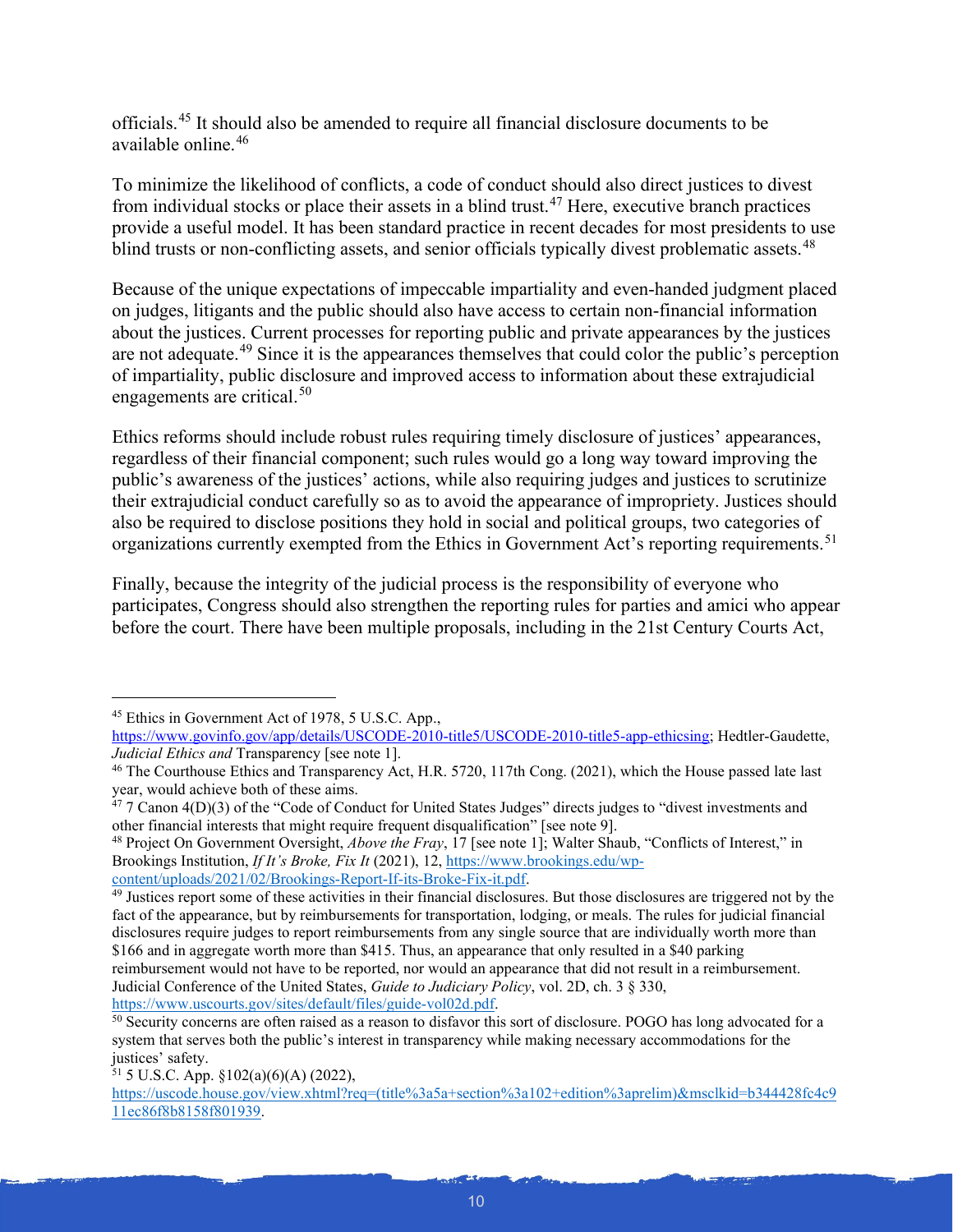officials.[45] It should also be amended to require all financial disclosure documents to be available online.[46]

To minimize the likelihood of conflicts, a code of conduct should also direct justices to divest from individual stocks or place their assets in a blind trust.[47] Here, executive branch practices provide a useful model. It has been standard practice in recent decades for most presidents to use blind trusts or non-conflicting assets, and senior officials typically divest problematic assets.[48]

Because of the unique expectations of impeccable impartiality and even-handed judgment placed on judges, litigants and the public should also have access to certain non-financial information about the justices. Current processes for reporting public and private appearances by the justices are not adequate.[49] Since it is the appearances themselves that could color the public's perception of impartiality, public disclosure and improved access to information about these extrajudicial engagements are critical.[50]

Ethics reforms should include robust rules requiring timely disclosure of justices' appearances, regardless of their financial component; such rules would go a long way toward improving the public's awareness of the justices' actions, while also requiring judges and justices to scrutinize their extrajudicial conduct carefully so as to avoid the appearance of impropriety. Justices should also be required to disclose positions they hold in social and political groups, two categories of organizations currently exempted from the Ethics in Government Act's reporting requirements.[51]

Finally, because the integrity of the judicial process is the responsibility of everyone who participates, Congress should also strengthen the reporting rules for parties and amici who appear before the court. There have been multiple proposals, including in the 21st Century Courts Act,

---

[45] Ethics in Government Act of 1978, 5 U.S.C. App., https://www.govinfo.gov/app/details/USCODE-2010-title5/USCODE-2010-title5-app-ethicsing; Hedtler-Gaudette, *Judicial Ethics and* Transparency [see note 1].

[46] The Courthouse Ethics and Transparency Act, H.R. 5720, 117th Cong. (2021), which the House passed late last year, would achieve both of these aims.

[47] 7 Canon 4(D)(3) of the "Code of Conduct for United States Judges" directs judges to "divest investments and other financial interests that might require frequent disqualification" [see note 9].

[48] Project On Government Oversight, *Above the Fray*, 17 [see note 1]; Walter Shaub, "Conflicts of Interest," in Brookings Institution, *If It's Broke, Fix It* (2021), 12, https://www.brookings.edu/wp-content/uploads/2021/02/Brookings-Report-If-its-Broke-Fix-it.pdf.

[49] Justices report some of these activities in their financial disclosures. But those disclosures are triggered not by the fact of the appearance, but by reimbursements for transportation, lodging, or meals. The rules for judicial financial disclosures require judges to report reimbursements from any single source that are individually worth more than $166 and in aggregate worth more than $415. Thus, an appearance that only resulted in a $40 parking reimbursement would not have to be reported, nor would an appearance that did not result in a reimbursement. Judicial Conference of the United States, *Guide to Judiciary Policy*, vol. 2D, ch. 3 § 330, https://www.uscourts.gov/sites/default/files/guide-vol02d.pdf.

[50] Security concerns are often raised as a reason to disfavor this sort of disclosure. POGO has long advocated for a system that serves both the public's interest in transparency while making necessary accommodations for the justices' safety.

[51] 5 U.S.C. App. §102(a)(6)(A) (2022), https://uscode.house.gov/view.xhtml?req=(title%3a5a+section%3a102+edition%3aprelim)&msclkid=b344428fc4c911ec86f8b8158f801939.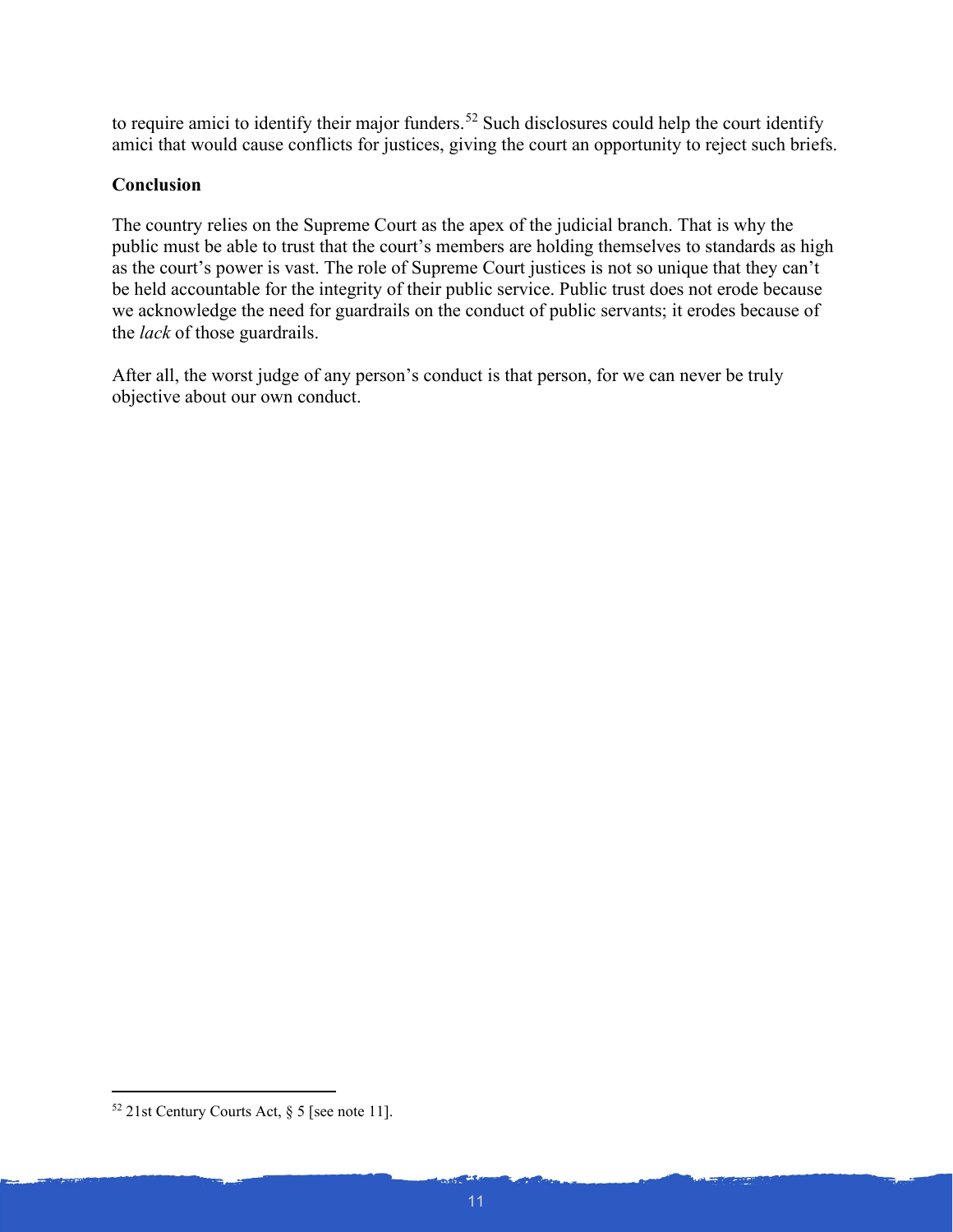to require amici to identify their major funders.[52] Such disclosures could help the court identify amici that would cause conflicts for justices, giving the court an opportunity to reject such briefs.

**Conclusion**

The country relies on the Supreme Court as the apex of the judicial branch. That is why the public must be able to trust that the court's members are holding themselves to standards as high as the court's power is vast. The role of Supreme Court justices is not so unique that they can't be held accountable for the integrity of their public service. Public trust does not erode because we acknowledge the need for guardrails on the conduct of public servants; it erodes because of the *lack* of those guardrails.

After all, the worst judge of any person's conduct is that person, for we can never be truly objective about our own conduct.

---

[52] 21st Century Courts Act, § 5 [see note 11].